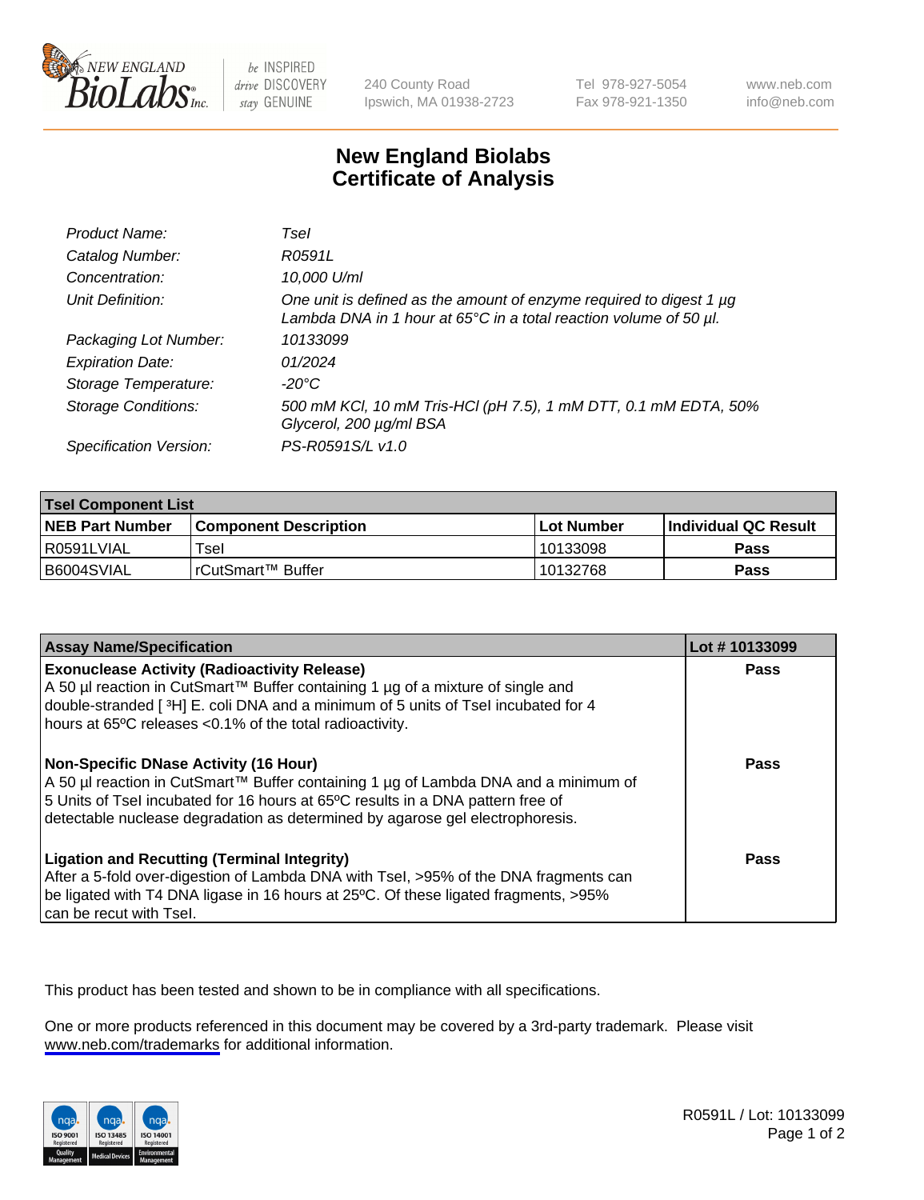New England BioLabs Inc. — be INSPIRED drive DISCOVERY stay GENUINE

240 County Road
Ipswich, MA 01938-2723

Tel 978-927-5054
Fax 978-921-1350

www.neb.com
info@neb.com

# New England Biolabs
# Certificate of Analysis

| | |
|---|---|
| *Product Name:* | *TseI* |
| *Catalog Number:* | *R0591L* |
| *Concentration:* | *10,000 U/ml* |
| *Unit Definition:* | *One unit is defined as the amount of enzyme required to digest 1 µg Lambda DNA in 1 hour at 65°C in a total reaction volume of 50 µl.* |
| *Packaging Lot Number:* | *10133099* |
| *Expiration Date:* | *01/2024* |
| *Storage Temperature:* | *-20°C* |
| *Storage Conditions:* | *500 mM KCl, 10 mM Tris-HCl (pH 7.5), 1 mM DTT, 0.1 mM EDTA, 50% Glycerol, 200 µg/ml BSA* |
| *Specification Version:* | *PS-R0591S/L v1.0* |

| **TseI Component List** | | | |
|---|---|---|---|
| **NEB Part Number** | **Component Description** | **Lot Number** | **Individual QC Result** |
| R0591LVIAL | TseI | 10133098 | **Pass** |
| B6004SVIAL | rCutSmart™ Buffer | 10132768 | **Pass** |

| **Assay Name/Specification** | **Lot # 10133099** |
|---|---|
| **Exonuclease Activity (Radioactivity Release)**<br>A 50 µl reaction in CutSmart™ Buffer containing 1 µg of a mixture of single and double-stranded [ $^3$H] E. coli DNA and a minimum of 5 units of TseI incubated for 4 hours at 65ºC releases <0.1% of the total radioactivity. | **Pass** |
| **Non-Specific DNase Activity (16 Hour)**<br>A 50 µl reaction in CutSmart™ Buffer containing 1 µg of Lambda DNA and a minimum of 5 Units of TseI incubated for 16 hours at 65ºC results in a DNA pattern free of detectable nuclease degradation as determined by agarose gel electrophoresis. | **Pass** |
| **Ligation and Recutting (Terminal Integrity)**<br>After a 5-fold over-digestion of Lambda DNA with TseI, >95% of the DNA fragments can be ligated with T4 DNA ligase in 16 hours at 25ºC. Of these ligated fragments, >95% can be recut with TseI. | **Pass** |

This product has been tested and shown to be in compliance with all specifications.

One or more products referenced in this document may be covered by a 3rd-party trademark. Please visit www.neb.com/trademarks for additional information.

ISO 9001 Registered Quality Management | ISO 13485 Registered Medical Devices | ISO 14001 Registered Environmental Management

R0591L / Lot: 10133099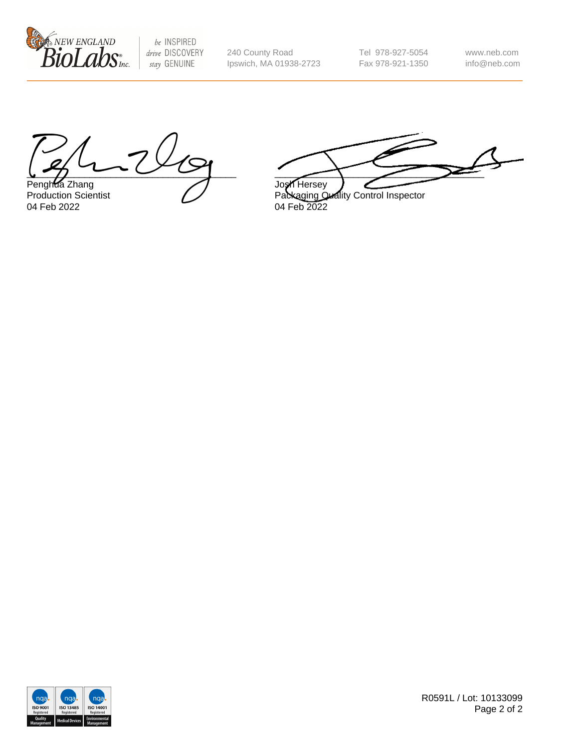Penghua Zhang
Production Scientist
04 Feb 2022

Josh Hersey
Packaging Quality Control Inspector
04 Feb 2022

R0591L / Lot: 10133099